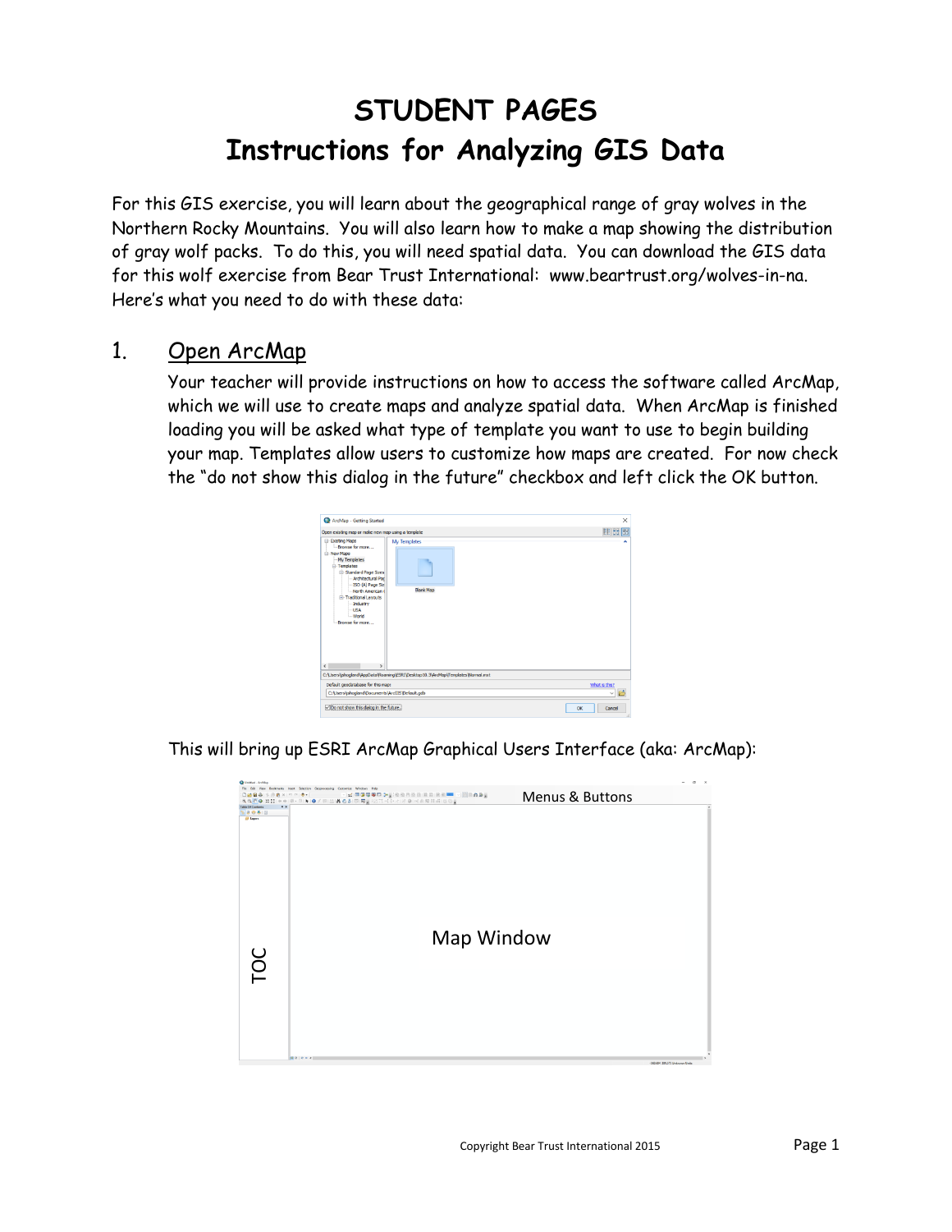# STUDENT PAGES
# Instructions for Analyzing GIS Data

For this GIS exercise, you will learn about the geographical range of gray wolves in the Northern Rocky Mountains. You will also learn how to make a map showing the distribution of gray wolf packs. To do this, you will need spatial data. You can download the GIS data for this wolf exercise from Bear Trust International: www.beartrust.org/wolves-in-na. Here's what you need to do with these data:

## 1. Open ArcMap

Your teacher will provide instructions on how to access the software called ArcMap, which we will use to create maps and analyze spatial data. When ArcMap is finished loading you will be asked what type of template you want to use to begin building your map. Templates allow users to customize how maps are created. For now check the "do not show this dialog in the future" checkbox and left click the OK button.

This will bring up ESRI ArcMap Graphical Users Interface (aka: ArcMap):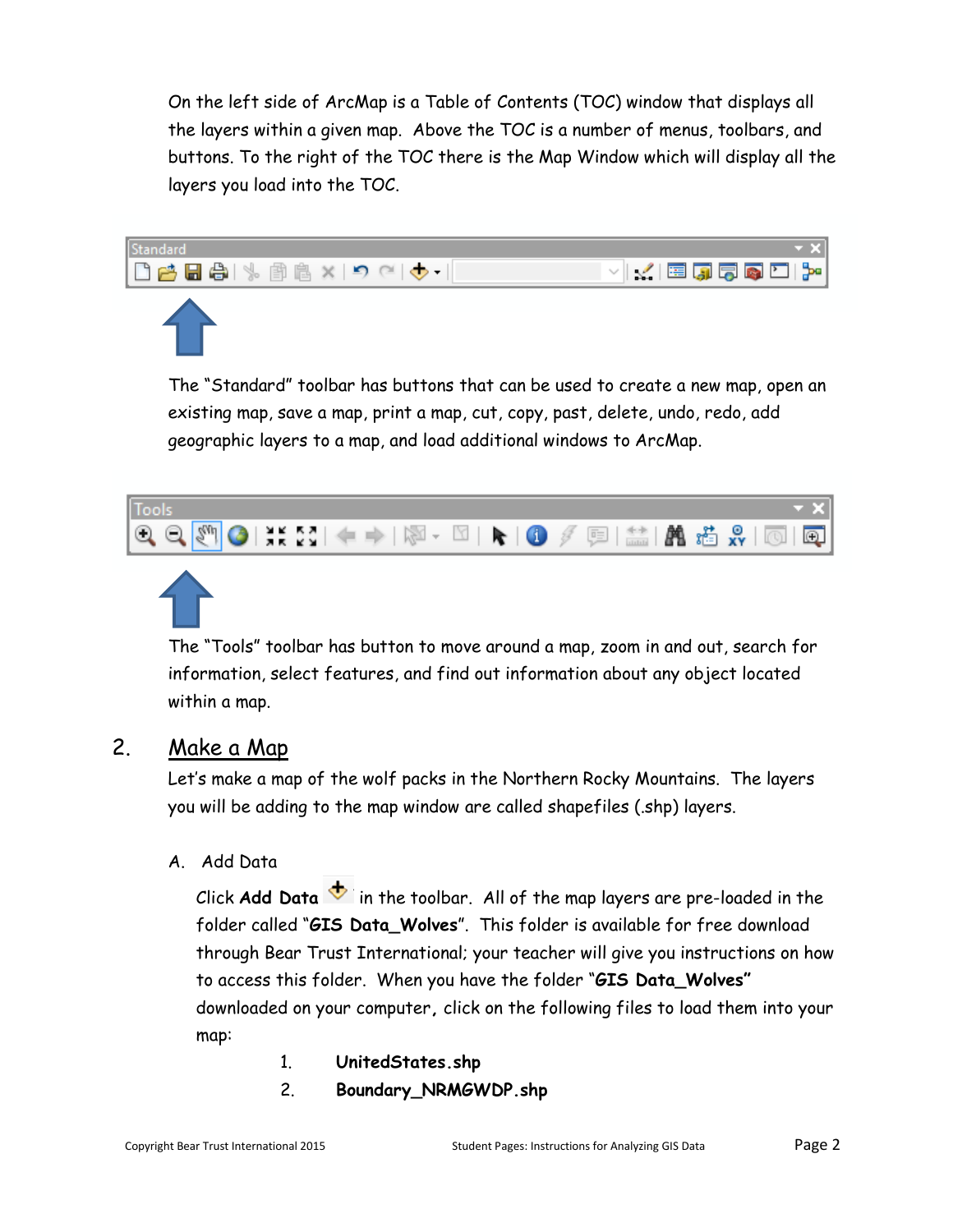On the left side of ArcMap is a Table of Contents (TOC) window that displays all the layers within a given map. Above the TOC is a number of menus, toolbars, and buttons. To the right of the TOC there is the Map Window which will display all the layers you load into the TOC.

The "Standard" toolbar has buttons that can be used to create a new map, open an existing map, save a map, print a map, cut, copy, past, delete, undo, redo, add geographic layers to a map, and load additional windows to ArcMap.

The "Tools" toolbar has button to move around a map, zoom in and out, search for information, select features, and find out information about any object located within a map.

## 2. Make a Map

Let's make a map of the wolf packs in the Northern Rocky Mountains. The layers you will be adding to the map window are called shapefiles (.shp) layers.

A. Add Data

Click **Add Data** in the toolbar. All of the map layers are pre-loaded in the folder called "**GIS Data_Wolves**". This folder is available for free download through Bear Trust International; your teacher will give you instructions on how to access this folder. When you have the folder "**GIS Data_Wolves**" downloaded on your computer, click on the following files to load them into your map:

1. **UnitedStates.shp**
2. **Boundary_NRMGWDP.shp**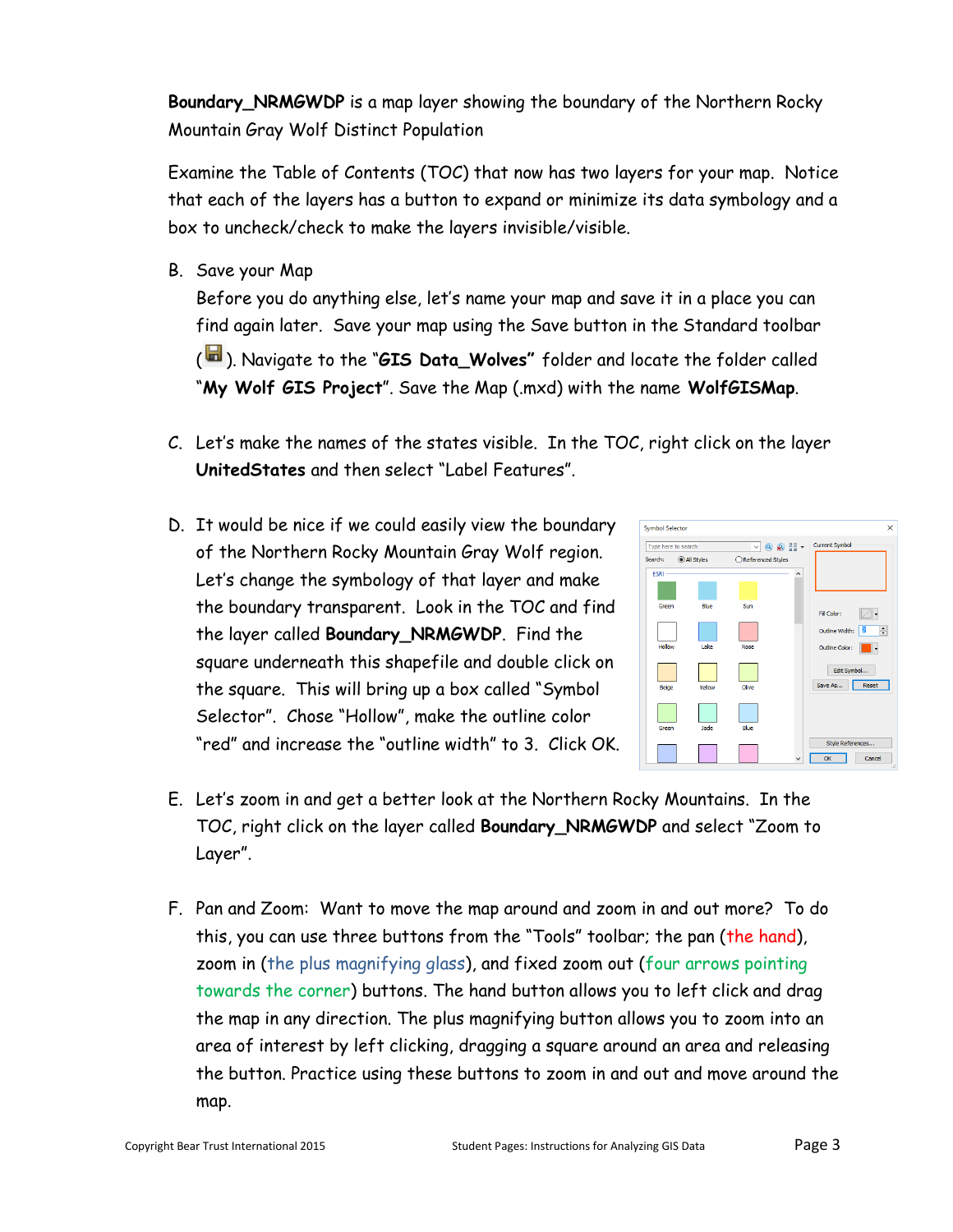**Boundary_NRMGWDP** is a map layer showing the boundary of the Northern Rocky Mountain Gray Wolf Distinct Population

Examine the Table of Contents (TOC) that now has two layers for your map. Notice that each of the layers has a button to expand or minimize its data symbology and a box to uncheck/check to make the layers invisible/visible.

B. Save your Map
   Before you do anything else, let's name your map and save it in a place you can find again later. Save your map using the Save button in the Standard toolbar ( ). Navigate to the "**GIS Data_Wolves**" folder and locate the folder called "**My Wolf GIS Project**". Save the Map (.mxd) with the name **WolfGISMap**.

C. Let's make the names of the states visible. In the TOC, right click on the layer **UnitedStates** and then select "Label Features".

D. It would be nice if we could easily view the boundary of the Northern Rocky Mountain Gray Wolf region. Let's change the symbology of that layer and make the boundary transparent. Look in the TOC and find the layer called **Boundary_NRMGWDP**. Find the square underneath this shapefile and double click on the square. This will bring up a box called "Symbol Selector". Chose "Hollow", make the outline color "red" and increase the "outline width" to 3. Click OK.

E. Let's zoom in and get a better look at the Northern Rocky Mountains. In the TOC, right click on the layer called **Boundary_NRMGWDP** and select "Zoom to Layer".

F. Pan and Zoom: Want to move the map around and zoom in and out more? To do this, you can use three buttons from the "Tools" toolbar; the pan (the hand), zoom in (the plus magnifying glass), and fixed zoom out (four arrows pointing towards the corner) buttons. The hand button allows you to left click and drag the map in any direction. The plus magnifying button allows you to zoom into an area of interest by left clicking, dragging a square around an area and releasing the button. Practice using these buttons to zoom in and out and move around the map.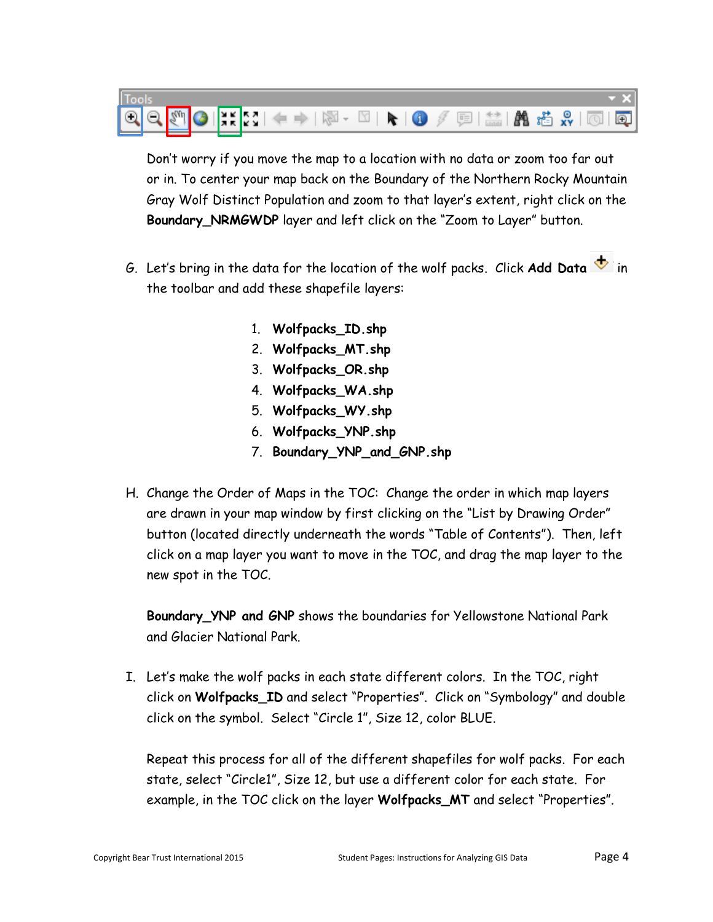Don't worry if you move the map to a location with no data or zoom too far out or in. To center your map back on the Boundary of the Northern Rocky Mountain Gray Wolf Distinct Population and zoom to that layer's extent, right click on the **Boundary_NRMGWDP** layer and left click on the "Zoom to Layer" button.

G. Let's bring in the data for the location of the wolf packs. Click **Add Data** in the toolbar and add these shapefile layers:

1. **Wolfpacks_ID.shp**
2. **Wolfpacks_MT.shp**
3. **Wolfpacks_OR.shp**
4. **Wolfpacks_WA.shp**
5. **Wolfpacks_WY.shp**
6. **Wolfpacks_YNP.shp**
7. **Boundary_YNP_and_GNP.shp**

H. Change the Order of Maps in the TOC: Change the order in which map layers are drawn in your map window by first clicking on the "List by Drawing Order" button (located directly underneath the words "Table of Contents"). Then, left click on a map layer you want to move in the TOC, and drag the map layer to the new spot in the TOC.

   **Boundary_YNP and GNP** shows the boundaries for Yellowstone National Park and Glacier National Park.

I. Let's make the wolf packs in each state different colors. In the TOC, right click on **Wolfpacks_ID** and select "Properties". Click on "Symbology" and double click on the symbol. Select "Circle 1", Size 12, color BLUE.

   Repeat this process for all of the different shapefiles for wolf packs. For each state, select "Circle1", Size 12, but use a different color for each state. For example, in the TOC click on the layer **Wolfpacks_MT** and select "Properties".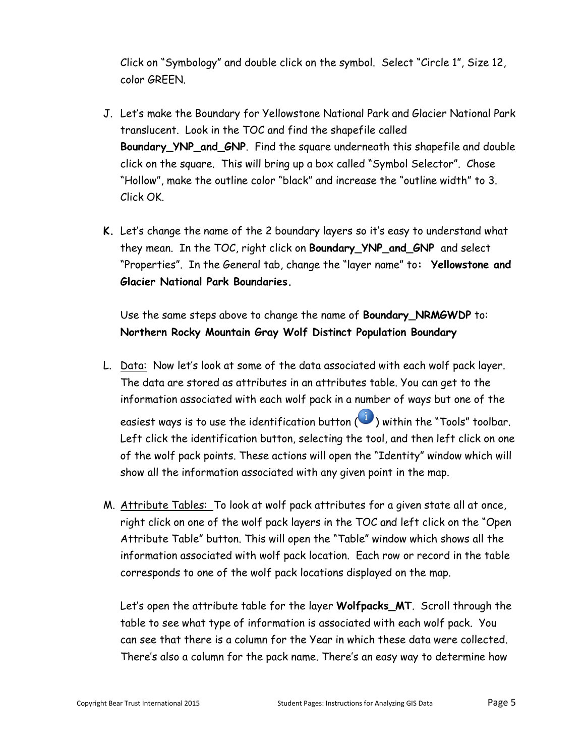Click on "Symbology" and double click on the symbol. Select "Circle 1", Size 12, color GREEN.

J. Let's make the Boundary for Yellowstone National Park and Glacier National Park translucent. Look in the TOC and find the shapefile called **Boundary_YNP_and_GNP**. Find the square underneath this shapefile and double click on the square. This will bring up a box called "Symbol Selector". Chose "Hollow", make the outline color "black" and increase the "outline width" to 3. Click OK.

**K.** Let's change the name of the 2 boundary layers so it's easy to understand what they mean. In the TOC, right click on **Boundary_YNP_and_GNP** and select "Properties". In the General tab, change the "layer name" to**: Yellowstone and Glacier National Park Boundaries.**

   Use the same steps above to change the name of **Boundary_NRMGWDP** to: **Northern Rocky Mountain Gray Wolf Distinct Population Boundary**

L. Data: Now let's look at some of the data associated with each wolf pack layer. The data are stored as attributes in an attributes table. You can get to the information associated with each wolf pack in a number of ways but one of the easiest ways is to use the identification button (i) within the "Tools" toolbar. Left click the identification button, selecting the tool, and then left click on one of the wolf pack points. These actions will open the "Identity" window which will show all the information associated with any given point in the map.

M. Attribute Tables: To look at wolf pack attributes for a given state all at once, right click on one of the wolf pack layers in the TOC and left click on the "Open Attribute Table" button. This will open the "Table" window which shows all the information associated with wolf pack location. Each row or record in the table corresponds to one of the wolf pack locations displayed on the map.

   Let's open the attribute table for the layer **Wolfpacks_MT**. Scroll through the table to see what type of information is associated with each wolf pack. You can see that there is a column for the Year in which these data were collected. There's also a column for the pack name. There's an easy way to determine how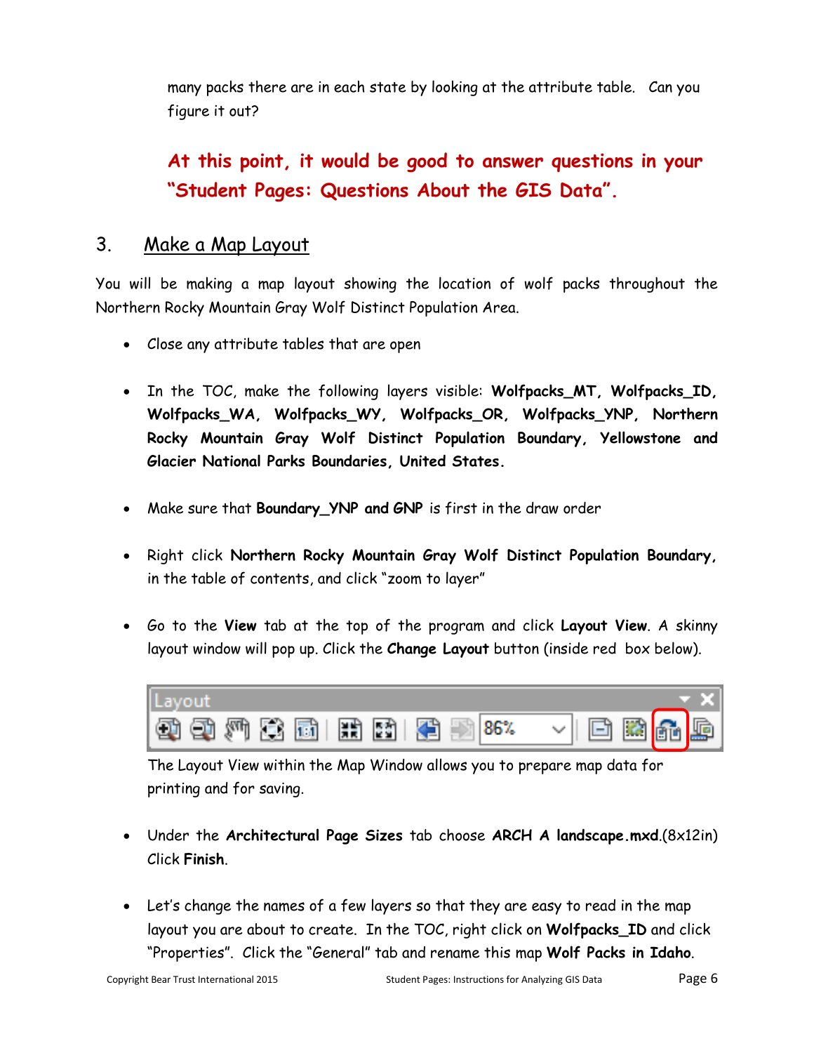many packs there are in each state by looking at the attribute table. Can you figure it out?

**At this point, it would be good to answer questions in your "Student Pages: Questions About the GIS Data".**

## 3. Make a Map Layout

You will be making a map layout showing the location of wolf packs throughout the Northern Rocky Mountain Gray Wolf Distinct Population Area.

- Close any attribute tables that are open
- In the TOC, make the following layers visible: **Wolfpacks_MT, Wolfpacks_ID, Wolfpacks_WA, Wolfpacks_WY, Wolfpacks_OR, Wolfpacks_YNP, Northern Rocky Mountain Gray Wolf Distinct Population Boundary, Yellowstone and Glacier National Parks Boundaries, United States.**
- Make sure that **Boundary_YNP and GNP** is first in the draw order
- Right click **Northern Rocky Mountain Gray Wolf Distinct Population Boundary,** in the table of contents, and click "zoom to layer"
- Go to the **View** tab at the top of the program and click **Layout View**. A skinny layout window will pop up. Click the **Change Layout** button (inside red box below).

  The Layout View within the Map Window allows you to prepare map data for printing and for saving.
- Under the **Architectural Page Sizes** tab choose **ARCH A landscape.mxd**.(8x12in) Click **Finish**.
- Let's change the names of a few layers so that they are easy to read in the map layout you are about to create. In the TOC, right click on **Wolfpacks_ID** and click "Properties". Click the "General" tab and rename this map **Wolf Packs in Idaho**.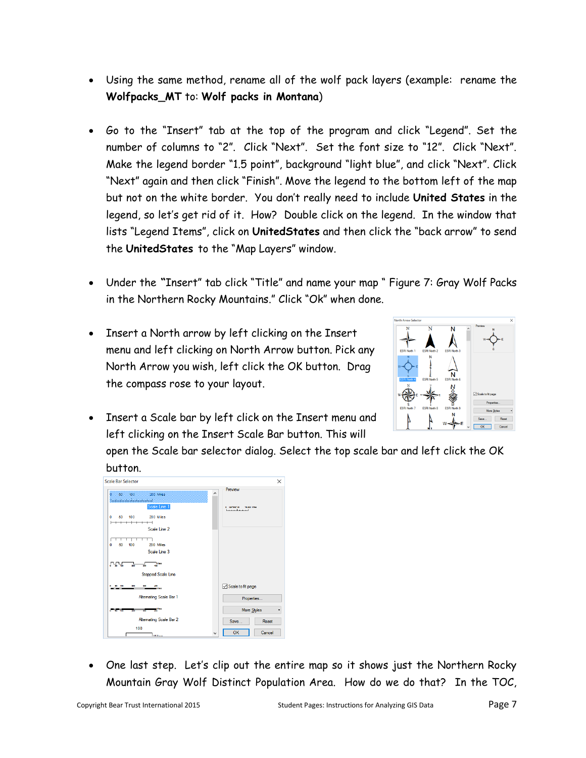- Using the same method, rename all of the wolf pack layers (example: rename the **Wolfpacks_MT** to: **Wolf packs in Montana**)

- Go to the "Insert" tab at the top of the program and click "Legend". Set the number of columns to "2". Click "Next". Set the font size to "12". Click "Next". Make the legend border "1.5 point", background "light blue", and click "Next". Click "Next" again and then click "Finish". Move the legend to the bottom left of the map but not on the white border. You don't really need to include **United States** in the legend, so let's get rid of it. How? Double click on the legend. In the window that lists "Legend Items", click on **UnitedStates** and then click the "back arrow" to send the **UnitedStates** to the "Map Layers" window.

- Under the "Insert" tab click "Title" and name your map " Figure 7: Gray Wolf Packs in the Northern Rocky Mountains." Click "Ok" when done.

- Insert a North arrow by left clicking on the Insert menu and left clicking on North Arrow button. Pick any North Arrow you wish, left click the OK button. Drag the compass rose to your layout.

- Insert a Scale bar by left click on the Insert menu and left clicking on the Insert Scale Bar button. This will open the Scale bar selector dialog. Select the top scale bar and left click the OK button.

- One last step. Let's clip out the entire map so it shows just the Northern Rocky Mountain Gray Wolf Distinct Population Area. How do we do that? In the TOC,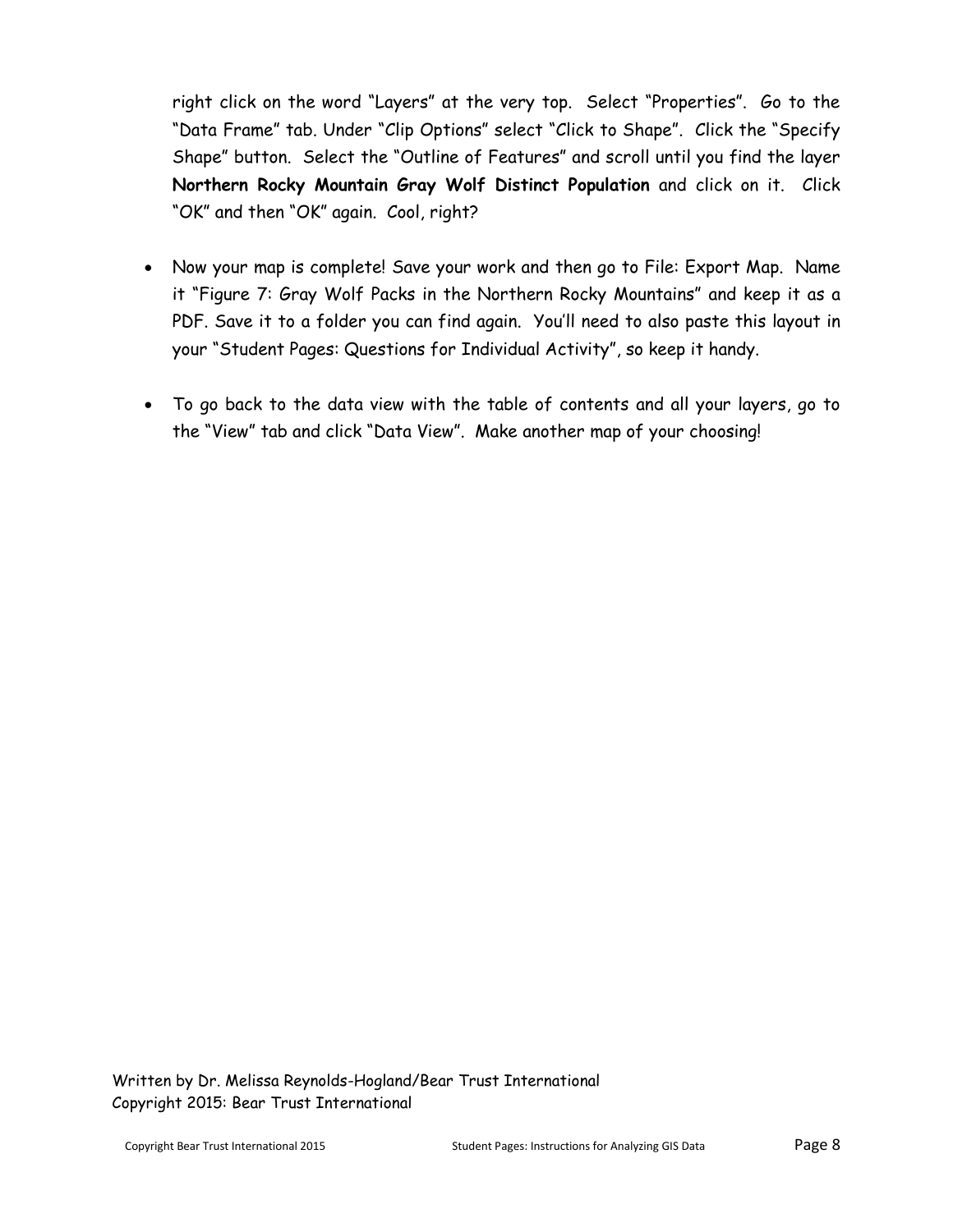right click on the word “Layers” at the very top. Select “Properties”. Go to the “Data Frame” tab. Under “Clip Options” select “Click to Shape”. Click the “Specify Shape” button. Select the “Outline of Features” and scroll until you find the layer **Northern Rocky Mountain Gray Wolf Distinct Population** and click on it. Click “OK” and then “OK” again. Cool, right?

- Now your map is complete! Save your work and then go to File: Export Map. Name it “Figure 7: Gray Wolf Packs in the Northern Rocky Mountains” and keep it as a PDF. Save it to a folder you can find again. You’ll need to also paste this layout in your “Student Pages: Questions for Individual Activity”, so keep it handy.

- To go back to the data view with the table of contents and all your layers, go to the “View” tab and click “Data View”. Make another map of your choosing!

Written by Dr. Melissa Reynolds-Hogland/Bear Trust International
Copyright 2015: Bear Trust International